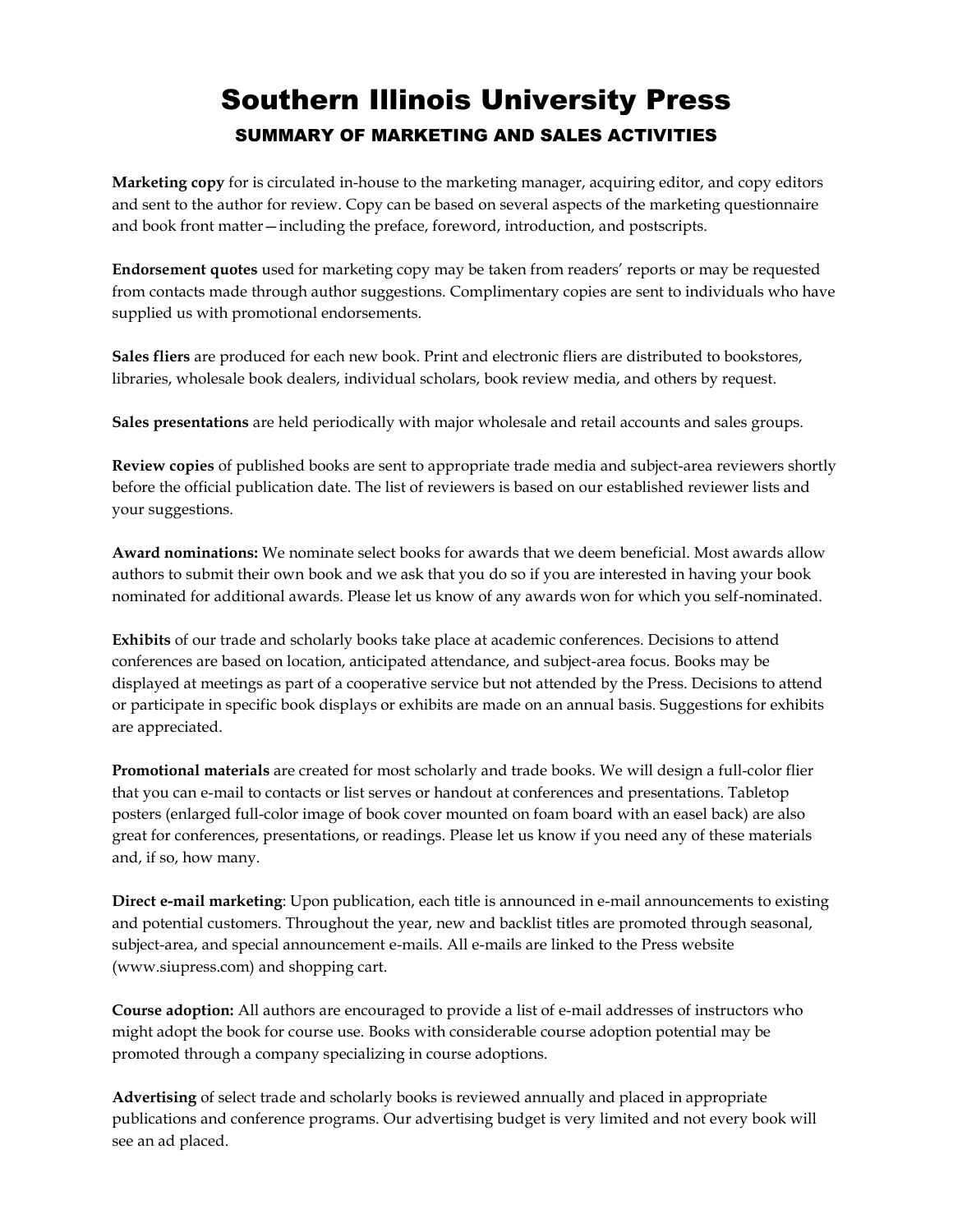# Southern Illinois University Press

## SUMMARY OF MARKETING AND SALES ACTIVITIES

**Marketing copy** for is circulated in-house to the marketing manager, acquiring editor, and copy editors and sent to the author for review. Copy can be based on several aspects of the marketing questionnaire and book front matter—including the preface, foreword, introduction, and postscripts.

**Endorsement quotes** used for marketing copy may be taken from readers' reports or may be requested from contacts made through author suggestions. Complimentary copies are sent to individuals who have supplied us with promotional endorsements.

**Sales fliers** are produced for each new book. Print and electronic fliers are distributed to bookstores, libraries, wholesale book dealers, individual scholars, book review media, and others by request.

**Sales presentations** are held periodically with major wholesale and retail accounts and sales groups.

**Review copies** of published books are sent to appropriate trade media and subject-area reviewers shortly before the official publication date. The list of reviewers is based on our established reviewer lists and your suggestions.

**Award nominations:** We nominate select books for awards that we deem beneficial. Most awards allow authors to submit their own book and we ask that you do so if you are interested in having your book nominated for additional awards. Please let us know of any awards won for which you self-nominated.

**Exhibits** of our trade and scholarly books take place at academic conferences. Decisions to attend conferences are based on location, anticipated attendance, and subject-area focus. Books may be displayed at meetings as part of a cooperative service but not attended by the Press. Decisions to attend or participate in specific book displays or exhibits are made on an annual basis. Suggestions for exhibits are appreciated.

**Promotional materials** are created for most scholarly and trade books. We will design a full-color flier that you can e-mail to contacts or list serves or handout at conferences and presentations. Tabletop posters (enlarged full-color image of book cover mounted on foam board with an easel back) are also great for conferences, presentations, or readings. Please let us know if you need any of these materials and, if so, how many.

**Direct e-mail marketing**: Upon publication, each title is announced in e-mail announcements to existing and potential customers. Throughout the year, new and backlist titles are promoted through seasonal, subject-area, and special announcement e-mails. All e-mails are linked to the Press website (www.siupress.com) and shopping cart.

**Course adoption:** All authors are encouraged to provide a list of e-mail addresses of instructors who might adopt the book for course use. Books with considerable course adoption potential may be promoted through a company specializing in course adoptions.

**Advertising** of select trade and scholarly books is reviewed annually and placed in appropriate publications and conference programs. Our advertising budget is very limited and not every book will see an ad placed.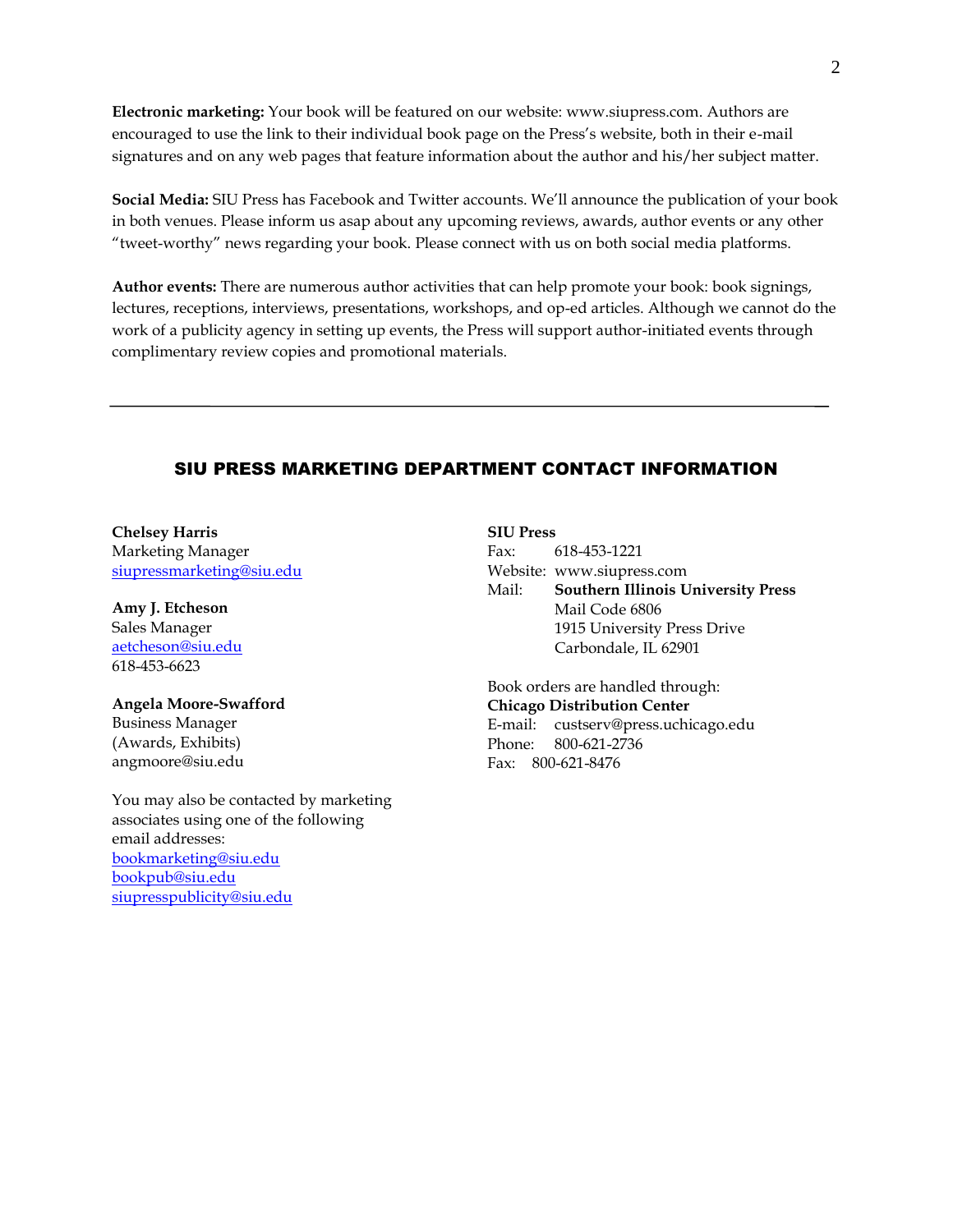**Electronic marketing:** Your book will be featured on our website: www.siupress.com. Authors are encouraged to use the link to their individual book page on the Press's website, both in their e-mail signatures and on any web pages that feature information about the author and his/her subject matter.

**Social Media:** SIU Press has Facebook and Twitter accounts. We'll announce the publication of your book in both venues. Please inform us asap about any upcoming reviews, awards, author events or any other "tweet-worthy" news regarding your book. Please connect with us on both social media platforms.

**Author events:** There are numerous author activities that can help promote your book: book signings, lectures, receptions, interviews, presentations, workshops, and op-ed articles. Although we cannot do the work of a publicity agency in setting up events, the Press will support author-initiated events through complimentary review copies and promotional materials.

---

## SIU PRESS MARKETING DEPARTMENT CONTACT INFORMATION

**Chelsey Harris**
Marketing Manager
siupressmarketing@siu.edu

**Amy J. Etcheson**
Sales Manager
aetcheson@siu.edu
618-453-6623

**Angela Moore-Swafford**
Business Manager
(Awards, Exhibits)
angmoore@siu.edu

You may also be contacted by marketing associates using one of the following email addresses:
bookmarketing@siu.edu
bookpub@siu.edu
siupresspublicity@siu.edu

**SIU Press**
Fax: 618-453-1221
Website: www.siupress.com
Mail: **Southern Illinois University Press**
Mail Code 6806
1915 University Press Drive
Carbondale, IL 62901

Book orders are handled through:
**Chicago Distribution Center**
E-mail: custserv@press.uchicago.edu
Phone: 800-621-2736
Fax: 800-621-8476